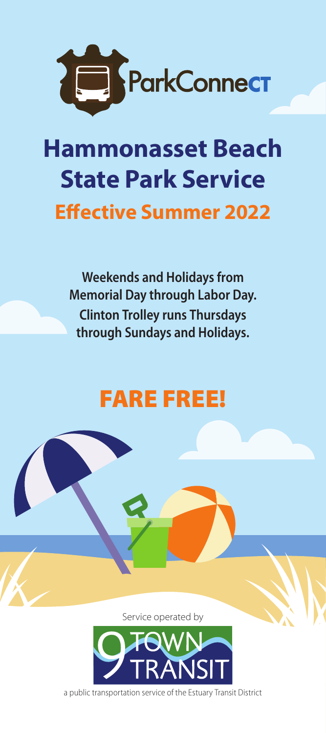ParkConnect

# Hammonasset Beach State Park Service

## Effective Summer 2022

**Weekends and Holidays from Memorial Day through Labor Day.**
**Clinton Trolley runs Thursdays through Sundays and Holidays.**

## FARE FREE!

Service operated by

9 TOWN TRANSIT

a public transportation service of the Estuary Transit District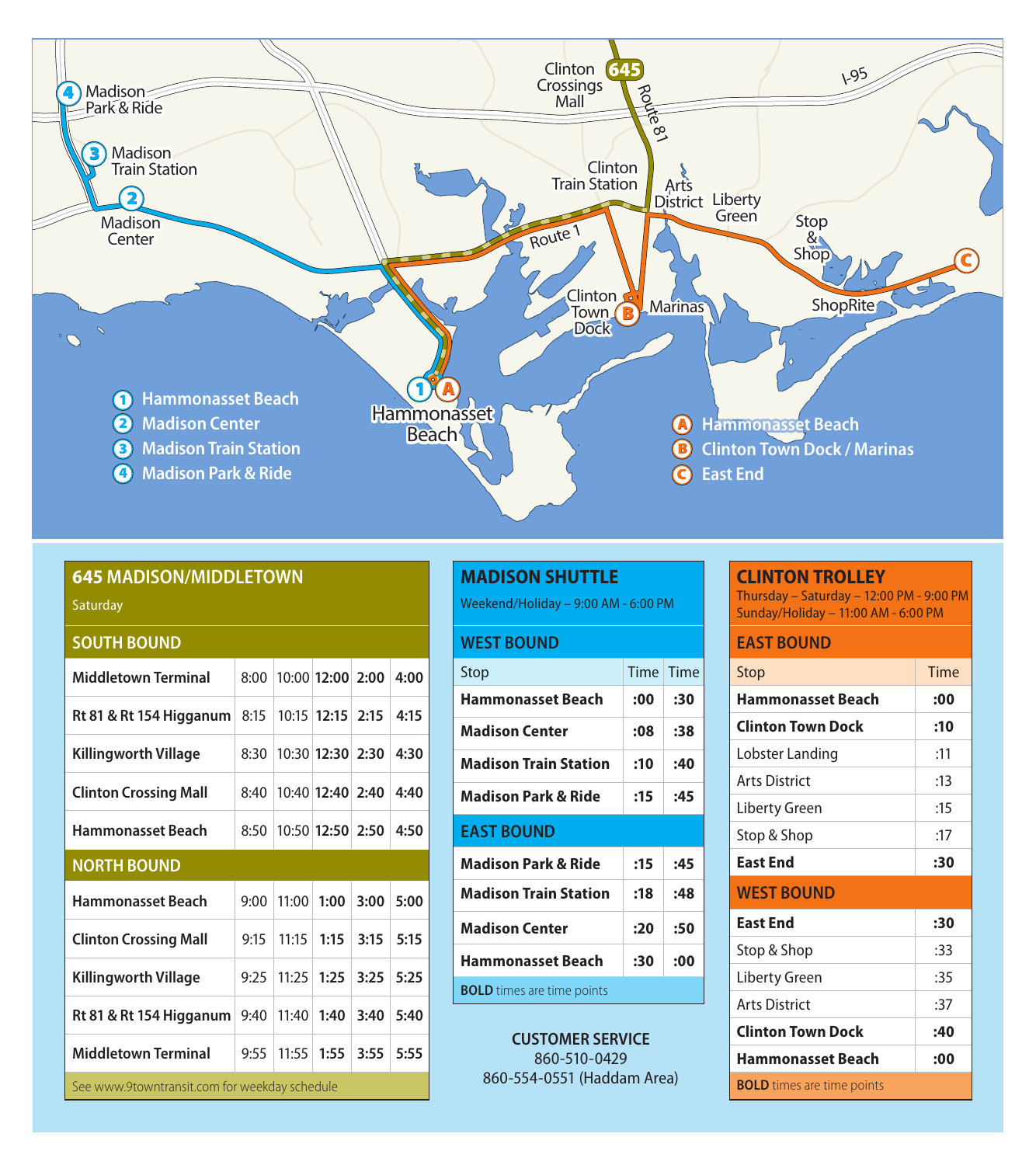1 Hammonasset Beach
2 Madison Center
3 Madison Train Station
4 Madison Park & Ride

A Hammonasset Beach
B Clinton Town Dock / Marinas
C East End

## 645 MADISON/MIDDLETOWN

Saturday

| SOUTH BOUND | | | | | |
|---|---|---|---|---|---|
| **Middletown Terminal** | 8:00 | 10:00 | **12:00** | **2:00** | **4:00** |
| **Rt 81 & Rt 154 Higganum** | 8:15 | 10:15 | **12:15** | **2:15** | **4:15** |
| **Killingworth Village** | 8:30 | 10:30 | **12:30** | **2:30** | **4:30** |
| **Clinton Crossing Mall** | 8:40 | 10:40 | **12:40** | **2:40** | **4:40** |
| **Hammonasset Beach** | 8:50 | 10:50 | **12:50** | **2:50** | **4:50** |
| **NORTH BOUND** | | | | | |
| **Hammonasset Beach** | 9:00 | 11:00 | **1:00** | **3:00** | **5:00** |
| **Clinton Crossing Mall** | 9:15 | 11:15 | **1:15** | **3:15** | **5:15** |
| **Killingworth Village** | 9:25 | 11:25 | **1:25** | **3:25** | **5:25** |
| **Rt 81 & Rt 154 Higganum** | 9:40 | 11:40 | **1:40** | **3:40** | **5:40** |
| **Middletown Terminal** | 9:55 | 11:55 | **1:55** | **3:55** | **5:55** |

See www.9towntransit.com for weekday schedule

## MADISON SHUTTLE

Weekend/Holiday – 9:00 AM - 6:00 PM

| WEST BOUND | | |
|---|---|---|
| Stop | Time | Time |
| **Hammonasset Beach** | **:00** | **:30** |
| **Madison Center** | **:08** | **:38** |
| **Madison Train Station** | **:10** | **:40** |
| **Madison Park & Ride** | **:15** | **:45** |
| **EAST BOUND** | | |
| **Madison Park & Ride** | **:15** | **:45** |
| **Madison Train Station** | **:18** | **:48** |
| **Madison Center** | **:20** | **:50** |
| **Hammonasset Beach** | **:30** | **:00** |

**BOLD** times are time points

**CUSTOMER SERVICE**
860-510-0429
860-554-0551 (Haddam Area)

## CLINTON TROLLEY

Thursday – Saturday – 12:00 PM - 9:00 PM
Sunday/Holiday – 11:00 AM - 6:00 PM

| EAST BOUND | |
|---|---|
| Stop | Time |
| **Hammonasset Beach** | **:00** |
| **Clinton Town Dock** | **:10** |
| Lobster Landing | :11 |
| Arts District | :13 |
| Liberty Green | :15 |
| Stop & Shop | :17 |
| **East End** | **:30** |
| **WEST BOUND** | |
| **East End** | **:30** |
| Stop & Shop | :33 |
| Liberty Green | :35 |
| Arts District | :37 |
| **Clinton Town Dock** | **:40** |
| **Hammonasset Beach** | **:00** |

**BOLD** times are time points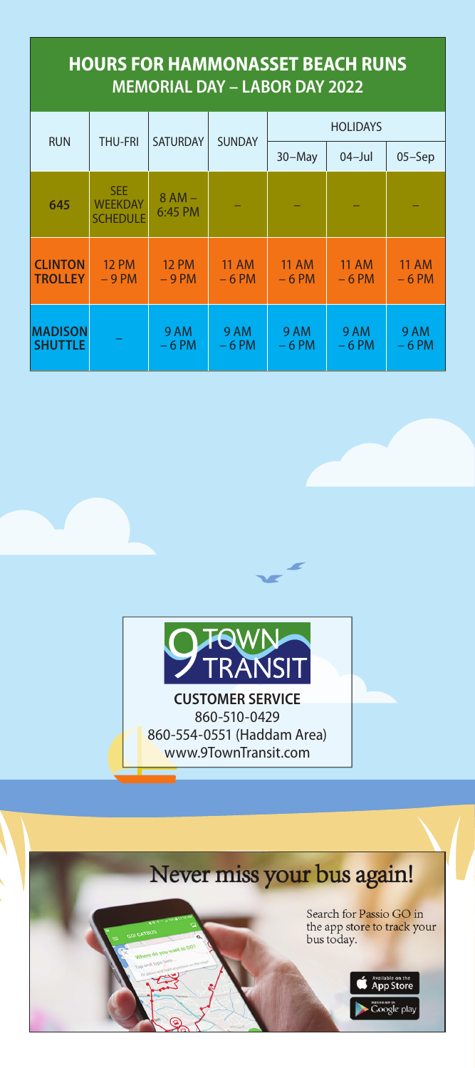## HOURS FOR HAMMONASSET BEACH RUNS
### MEMORIAL DAY – LABOR DAY 2022

| RUN | THU-FRI | SATURDAY | SUNDAY | HOLIDAYS | | |
|---|---|---|---|---|---|---|
| | | | | 30–May | 04–Jul | 05–Sep |
| **645** | SEE WEEKDAY SCHEDULE | 8 AM – 6:45 PM | – | – | – | – |
| **CLINTON TROLLEY** | 12 PM – 9 PM | 12 PM – 9 PM | 11 AM – 6 PM | 11 AM – 6 PM | 11 AM – 6 PM | 11 AM – 6 PM |
| **MADISON SHUTTLE** | – | 9 AM – 6 PM | 9 AM – 6 PM | 9 AM – 6 PM | 9 AM – 6 PM | 9 AM – 6 PM |

9 TOWN TRANSIT

**CUSTOMER SERVICE**
860-510-0429
860-554-0551 (Haddam Area)
www.9TownTransit.com

## Never miss your bus again!

Search for Passio GO in the app store to track your bus today.

Available on the App Store

Google play